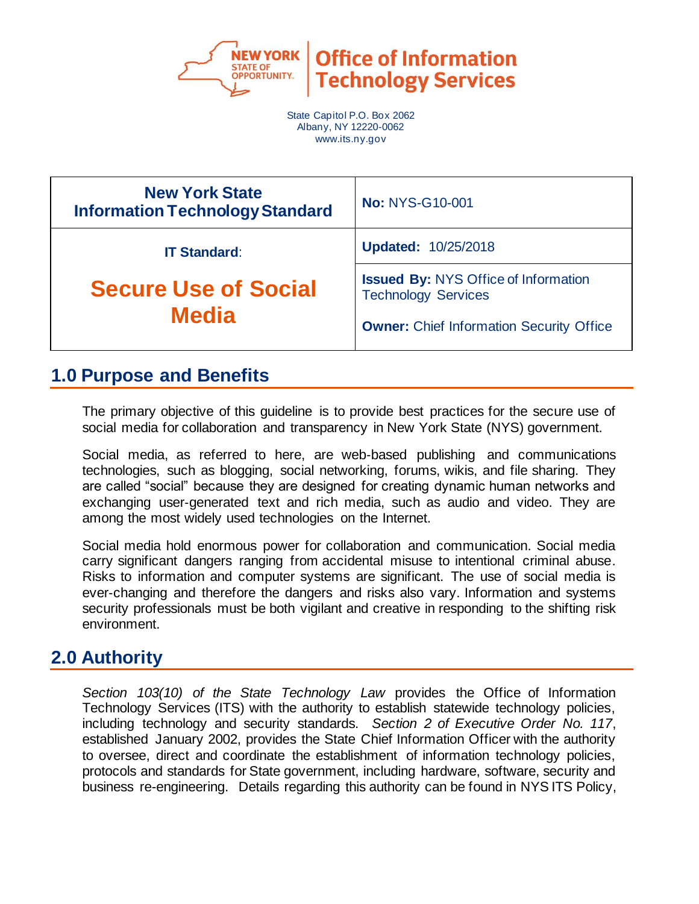Office of Information Technology Services

State Capitol P.O. Box 2062
Albany, NY 12220-0062
www.its.ny.gov

| New York State Information Technology Standard | **No:** NYS-G10-001 |
|---|---|
| **IT Standard:** | **Updated:** 10/25/2018 |
| **Secure Use of Social Media** | **Issued By:** NYS Office of Information Technology Services<br><br>**Owner:** Chief Information Security Office |

## 1.0 Purpose and Benefits

The primary objective of this guideline is to provide best practices for the secure use of social media for collaboration and transparency in New York State (NYS) government.

Social media, as referred to here, are web-based publishing and communications technologies, such as blogging, social networking, forums, wikis, and file sharing. They are called "social" because they are designed for creating dynamic human networks and exchanging user-generated text and rich media, such as audio and video. They are among the most widely used technologies on the Internet.

Social media hold enormous power for collaboration and communication. Social media carry significant dangers ranging from accidental misuse to intentional criminal abuse. Risks to information and computer systems are significant. The use of social media is ever-changing and therefore the dangers and risks also vary. Information and systems security professionals must be both vigilant and creative in responding to the shifting risk environment.

## 2.0 Authority

*Section 103(10) of the State Technology Law* provides the Office of Information Technology Services (ITS) with the authority to establish statewide technology policies, including technology and security standards. *Section 2 of Executive Order No. 117*, established January 2002, provides the State Chief Information Officer with the authority to oversee, direct and coordinate the establishment of information technology policies, protocols and standards for State government, including hardware, software, security and business re-engineering. Details regarding this authority can be found in NYS ITS Policy,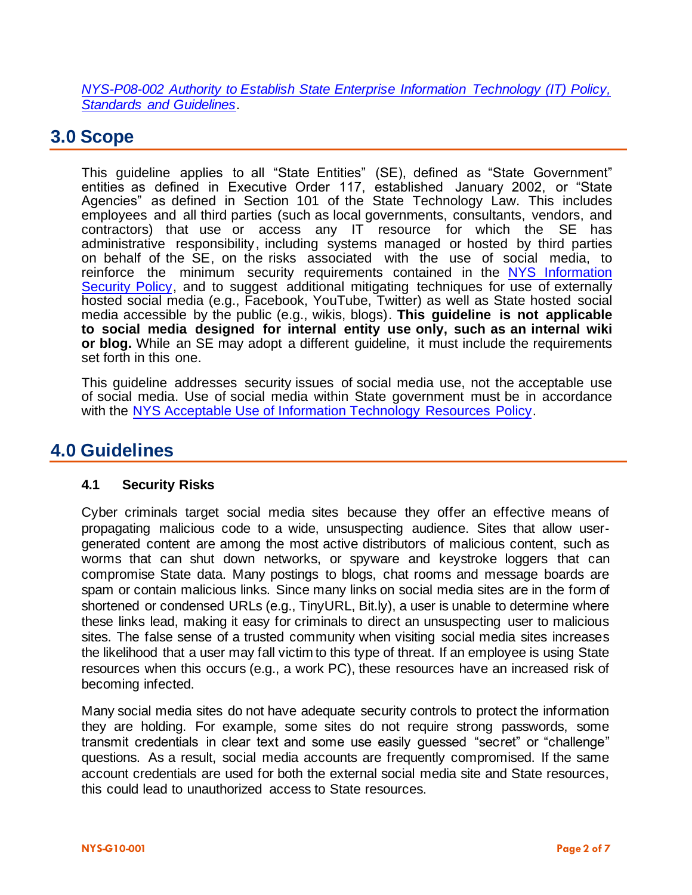*[NYS-P08-002 Authority to Establish State Enterprise Information Technology (IT) Policy, Standards and Guidelines](#)*.

## 3.0 Scope

This guideline applies to all "State Entities" (SE), defined as "State Government" entities as defined in Executive Order 117, established January 2002, or "State Agencies" as defined in Section 101 of the State Technology Law. This includes employees and all third parties (such as local governments, consultants, vendors, and contractors) that use or access any IT resource for which the SE has administrative responsibility, including systems managed or hosted by third parties on behalf of the SE, on the risks associated with the use of social media, to reinforce the minimum security requirements contained in the [NYS Information Security Policy](#), and to suggest additional mitigating techniques for use of externally hosted social media (e.g., Facebook, YouTube, Twitter) as well as State hosted social media accessible by the public (e.g., wikis, blogs). **This guideline is not applicable to social media designed for internal entity use only, such as an internal wiki or blog.** While an SE may adopt a different guideline, it must include the requirements set forth in this one.

This guideline addresses security issues of social media use, not the acceptable use of social media. Use of social media within State government must be in accordance with the [NYS Acceptable Use of Information Technology Resources Policy](#).

## 4.0 Guidelines

### 4.1 Security Risks

Cyber criminals target social media sites because they offer an effective means of propagating malicious code to a wide, unsuspecting audience. Sites that allow user-generated content are among the most active distributors of malicious content, such as worms that can shut down networks, or spyware and keystroke loggers that can compromise State data. Many postings to blogs, chat rooms and message boards are spam or contain malicious links. Since many links on social media sites are in the form of shortened or condensed URLs (e.g., TinyURL, Bit.ly), a user is unable to determine where these links lead, making it easy for criminals to direct an unsuspecting user to malicious sites. The false sense of a trusted community when visiting social media sites increases the likelihood that a user may fall victim to this type of threat. If an employee is using State resources when this occurs (e.g., a work PC), these resources have an increased risk of becoming infected.

Many social media sites do not have adequate security controls to protect the information they are holding. For example, some sites do not require strong passwords, some transmit credentials in clear text and some use easily guessed "secret" or "challenge" questions. As a result, social media accounts are frequently compromised. If the same account credentials are used for both the external social media site and State resources, this could lead to unauthorized access to State resources.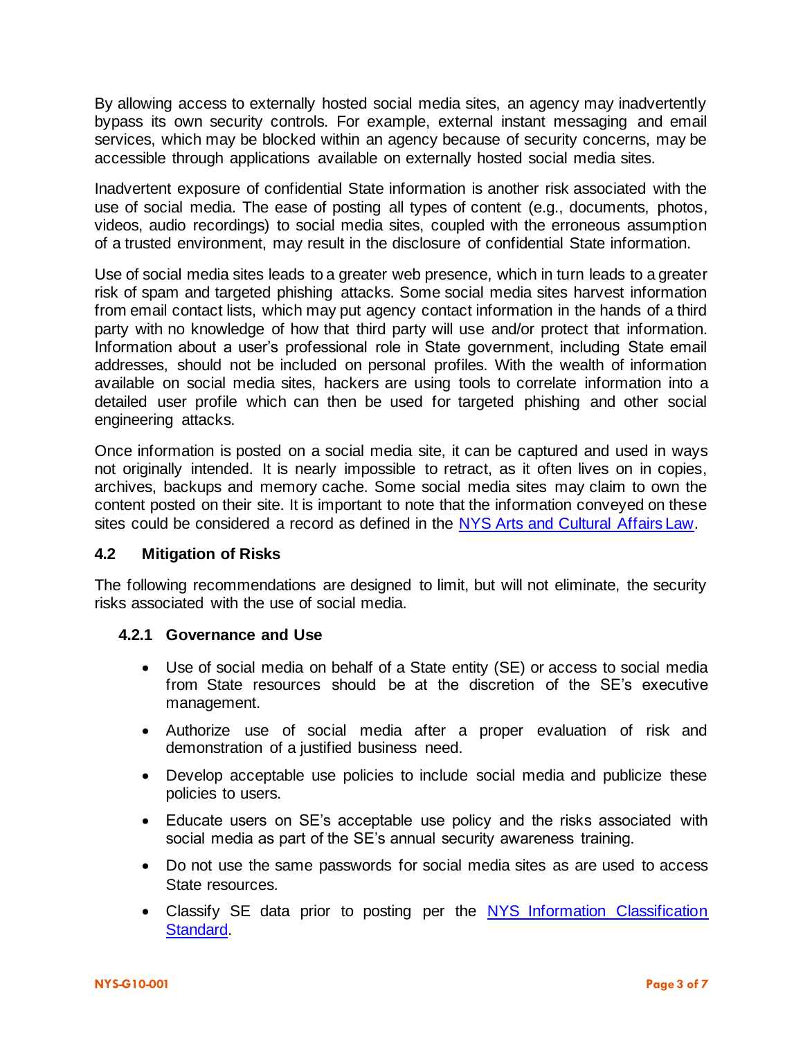By allowing access to externally hosted social media sites, an agency may inadvertently bypass its own security controls. For example, external instant messaging and email services, which may be blocked within an agency because of security concerns, may be accessible through applications available on externally hosted social media sites.

Inadvertent exposure of confidential State information is another risk associated with the use of social media. The ease of posting all types of content (e.g., documents, photos, videos, audio recordings) to social media sites, coupled with the erroneous assumption of a trusted environment, may result in the disclosure of confidential State information.

Use of social media sites leads to a greater web presence, which in turn leads to a greater risk of spam and targeted phishing attacks. Some social media sites harvest information from email contact lists, which may put agency contact information in the hands of a third party with no knowledge of how that third party will use and/or protect that information. Information about a user's professional role in State government, including State email addresses, should not be included on personal profiles. With the wealth of information available on social media sites, hackers are using tools to correlate information into a detailed user profile which can then be used for targeted phishing and other social engineering attacks.

Once information is posted on a social media site, it can be captured and used in ways not originally intended. It is nearly impossible to retract, as it often lives on in copies, archives, backups and memory cache. Some social media sites may claim to own the content posted on their site. It is important to note that the information conveyed on these sites could be considered a record as defined in the NYS Arts and Cultural Affairs Law.

### 4.2 Mitigation of Risks

The following recommendations are designed to limit, but will not eliminate, the security risks associated with the use of social media.

#### 4.2.1 Governance and Use

- Use of social media on behalf of a State entity (SE) or access to social media from State resources should be at the discretion of the SE's executive management.
- Authorize use of social media after a proper evaluation of risk and demonstration of a justified business need.
- Develop acceptable use policies to include social media and publicize these policies to users.
- Educate users on SE's acceptable use policy and the risks associated with social media as part of the SE's annual security awareness training.
- Do not use the same passwords for social media sites as are used to access State resources.
- Classify SE data prior to posting per the NYS Information Classification Standard.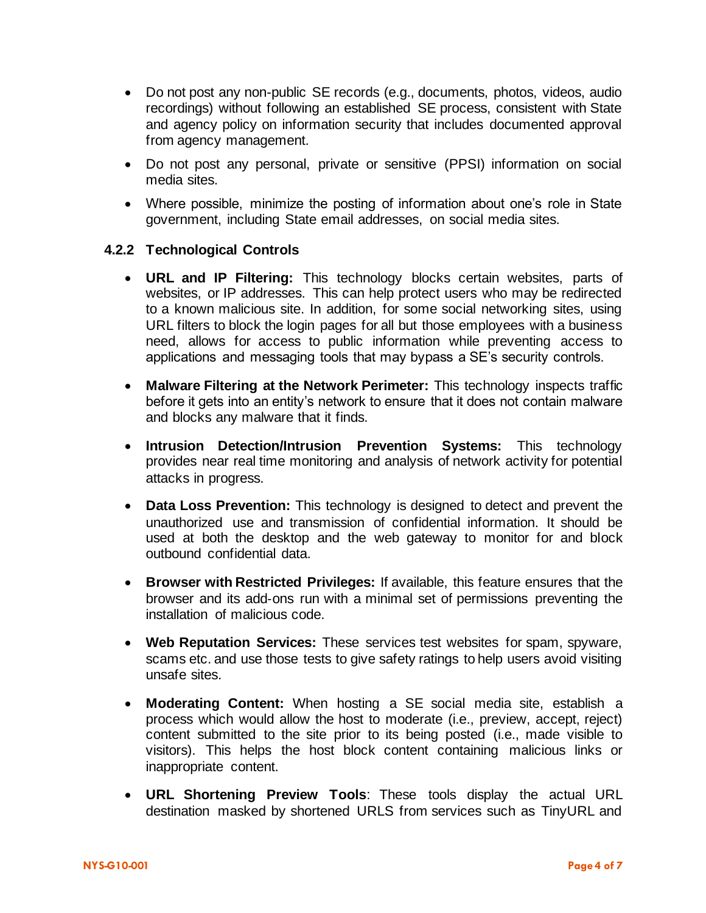- Do not post any non-public SE records (e.g., documents, photos, videos, audio recordings) without following an established SE process, consistent with State and agency policy on information security that includes documented approval from agency management.
- Do not post any personal, private or sensitive (PPSI) information on social media sites.
- Where possible, minimize the posting of information about one's role in State government, including State email addresses, on social media sites.

### 4.2.2 Technological Controls

- **URL and IP Filtering:** This technology blocks certain websites, parts of websites, or IP addresses. This can help protect users who may be redirected to a known malicious site. In addition, for some social networking sites, using URL filters to block the login pages for all but those employees with a business need, allows for access to public information while preventing access to applications and messaging tools that may bypass a SE's security controls.
- **Malware Filtering at the Network Perimeter:** This technology inspects traffic before it gets into an entity's network to ensure that it does not contain malware and blocks any malware that it finds.
- **Intrusion Detection/Intrusion Prevention Systems:** This technology provides near real time monitoring and analysis of network activity for potential attacks in progress.
- **Data Loss Prevention:** This technology is designed to detect and prevent the unauthorized use and transmission of confidential information. It should be used at both the desktop and the web gateway to monitor for and block outbound confidential data.
- **Browser with Restricted Privileges:** If available, this feature ensures that the browser and its add-ons run with a minimal set of permissions preventing the installation of malicious code.
- **Web Reputation Services:** These services test websites for spam, spyware, scams etc. and use those tests to give safety ratings to help users avoid visiting unsafe sites.
- **Moderating Content:** When hosting a SE social media site, establish a process which would allow the host to moderate (i.e., preview, accept, reject) content submitted to the site prior to its being posted (i.e., made visible to visitors). This helps the host block content containing malicious links or inappropriate content.
- **URL Shortening Preview Tools**: These tools display the actual URL destination masked by shortened URLS from services such as TinyURL and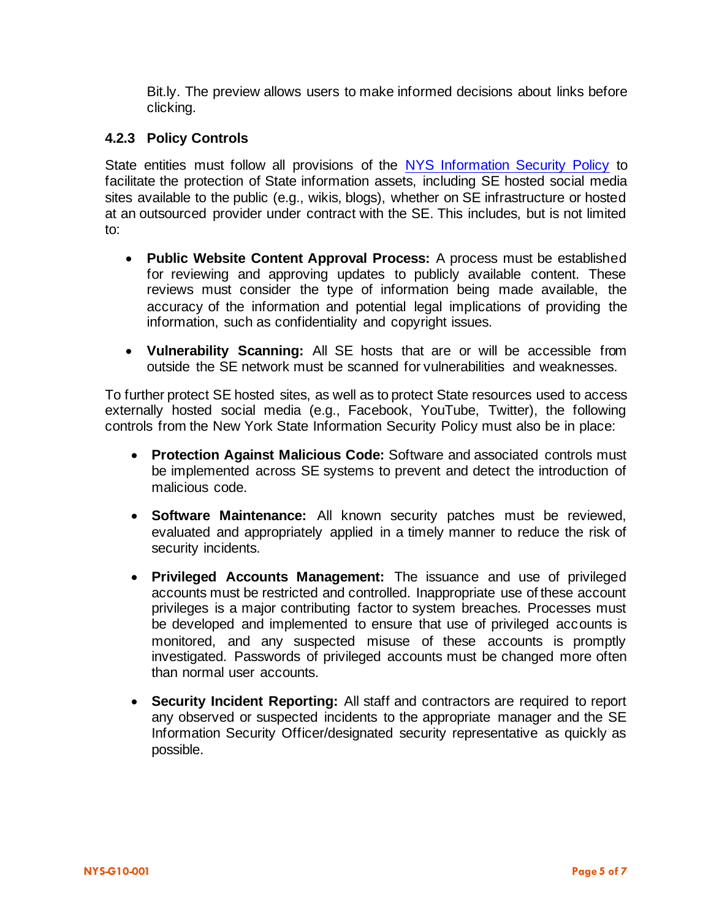Bit.ly. The preview allows users to make informed decisions about links before clicking.

### 4.2.3 Policy Controls

State entities must follow all provisions of the [NYS Information Security Policy] to facilitate the protection of State information assets, including SE hosted social media sites available to the public (e.g., wikis, blogs), whether on SE infrastructure or hosted at an outsourced provider under contract with the SE. This includes, but is not limited to:

- **Public Website Content Approval Process:** A process must be established for reviewing and approving updates to publicly available content. These reviews must consider the type of information being made available, the accuracy of the information and potential legal implications of providing the information, such as confidentiality and copyright issues.

- **Vulnerability Scanning:** All SE hosts that are or will be accessible from outside the SE network must be scanned for vulnerabilities and weaknesses.

To further protect SE hosted sites, as well as to protect State resources used to access externally hosted social media (e.g., Facebook, YouTube, Twitter), the following controls from the New York State Information Security Policy must also be in place:

- **Protection Against Malicious Code:** Software and associated controls must be implemented across SE systems to prevent and detect the introduction of malicious code.

- **Software Maintenance:** All known security patches must be reviewed, evaluated and appropriately applied in a timely manner to reduce the risk of security incidents.

- **Privileged Accounts Management:** The issuance and use of privileged accounts must be restricted and controlled. Inappropriate use of these account privileges is a major contributing factor to system breaches. Processes must be developed and implemented to ensure that use of privileged accounts is monitored, and any suspected misuse of these accounts is promptly investigated. Passwords of privileged accounts must be changed more often than normal user accounts.

- **Security Incident Reporting:** All staff and contractors are required to report any observed or suspected incidents to the appropriate manager and the SE Information Security Officer/designated security representative as quickly as possible.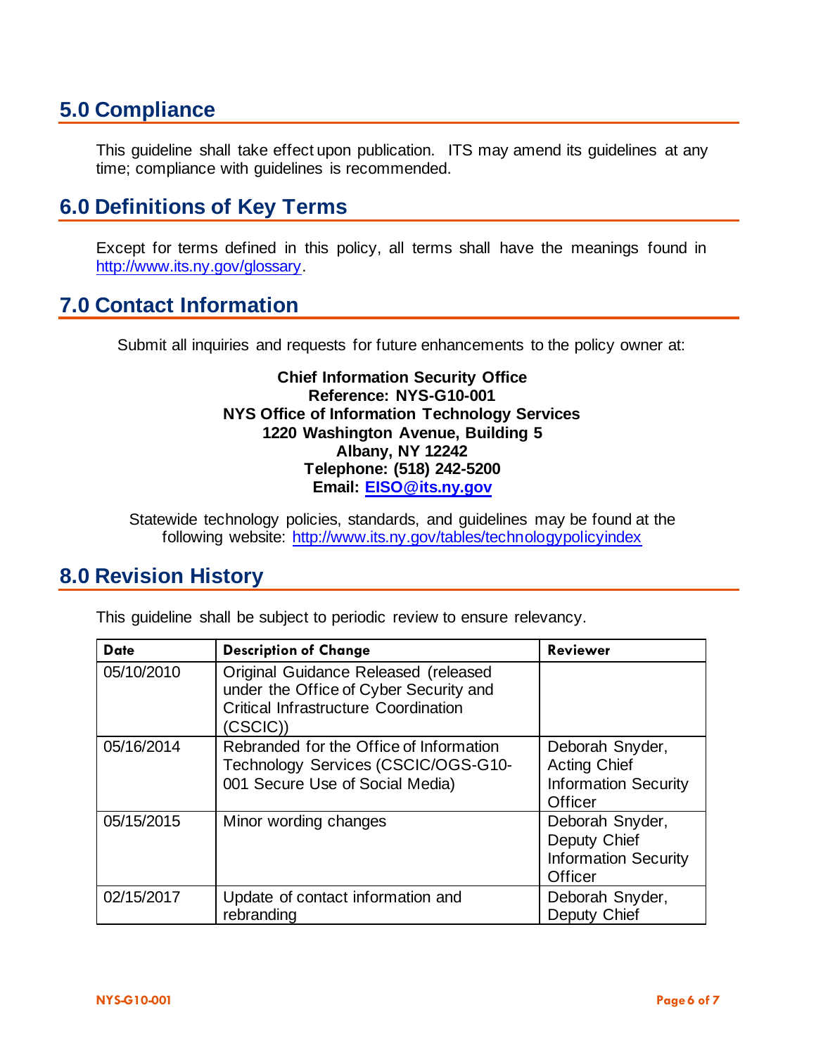## 5.0 Compliance

This guideline shall take effect upon publication. ITS may amend its guidelines at any time; compliance with guidelines is recommended.

## 6.0 Definitions of Key Terms

Except for terms defined in this policy, all terms shall have the meanings found in http://www.its.ny.gov/glossary.

## 7.0 Contact Information

Submit all inquiries and requests for future enhancements to the policy owner at:

**Chief Information Security Office**
**Reference: NYS-G10-001**
**NYS Office of Information Technology Services**
**1220 Washington Avenue, Building 5**
**Albany, NY 12242**
**Telephone: (518) 242-5200**
**Email: EISO@its.ny.gov**

Statewide technology policies, standards, and guidelines may be found at the following website: http://www.its.ny.gov/tables/technologypolicyindex

## 8.0 Revision History

This guideline shall be subject to periodic review to ensure relevancy.

| Date | Description of Change | Reviewer |
|---|---|---|
| 05/10/2010 | Original Guidance Released (released under the Office of Cyber Security and Critical Infrastructure Coordination (CSCIC)) | |
| 05/16/2014 | Rebranded for the Office of Information Technology Services (CSCIC/OGS-G10-001 Secure Use of Social Media) | Deborah Snyder, Acting Chief Information Security Officer |
| 05/15/2015 | Minor wording changes | Deborah Snyder, Deputy Chief Information Security Officer |
| 02/15/2017 | Update of contact information and rebranding | Deborah Snyder, Deputy Chief |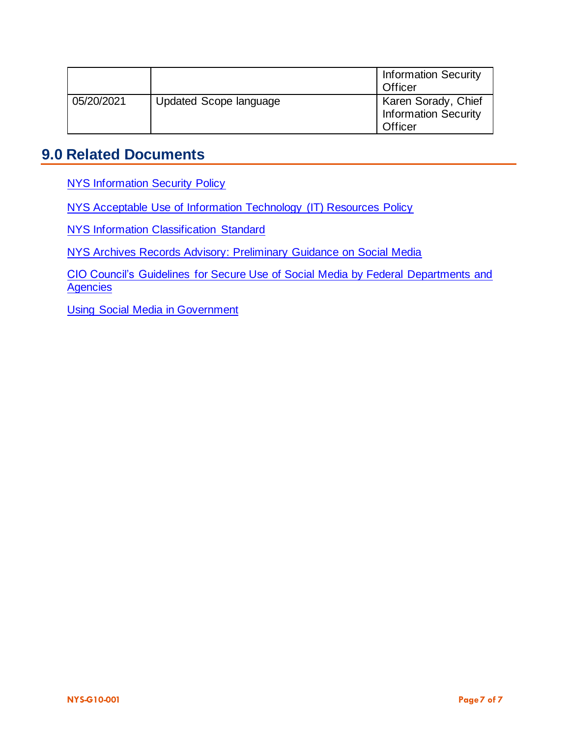| | | |
|---|---|---|
| | | Information Security Officer |
| 05/20/2021 | Updated Scope language | Karen Sorady, Chief Information Security Officer |

## 9.0 Related Documents

NYS Information Security Policy

NYS Acceptable Use of Information Technology (IT) Resources Policy

NYS Information Classification Standard

NYS Archives Records Advisory: Preliminary Guidance on Social Media

CIO Council's Guidelines for Secure Use of Social Media by Federal Departments and Agencies

Using Social Media in Government